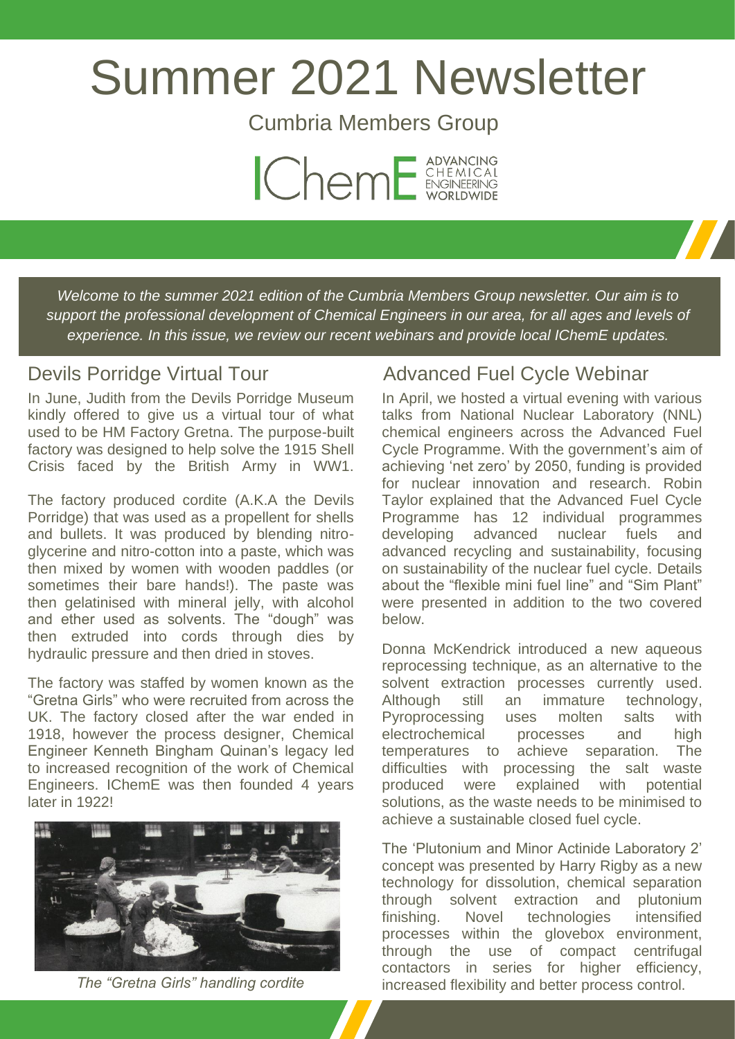# Summer 2021 Newsletter

Cumbria Members Group

IChemE ADVANCING CHEMICAL ENGINEERING WORLDWIDE

*Welcome to the summer 2021 edition of the Cumbria Members Group newsletter. Our aim is to support the professional development of Chemical Engineers in our area, for all ages and levels of experience. In this issue, we review our recent webinars and provide local IChemE updates.*

## Devils Porridge Virtual Tour

In June, Judith from the Devils Porridge Museum kindly offered to give us a virtual tour of what used to be HM Factory Gretna. The purpose-built factory was designed to help solve the 1915 Shell Crisis faced by the British Army in WW1.

The factory produced cordite (A.K.A the Devils Porridge) that was used as a propellent for shells and bullets. It was produced by blending nitro-glycerine and nitro-cotton into a paste, which was then mixed by women with wooden paddles (or sometimes their bare hands!). The paste was then gelatinised with mineral jelly, with alcohol and ether used as solvents. The "dough" was then extruded into cords through dies by hydraulic pressure and then dried in stoves.

The factory was staffed by women known as the "Gretna Girls" who were recruited from across the UK. The factory closed after the war ended in 1918, however the process designer, Chemical Engineer Kenneth Bingham Quinan's legacy led to increased recognition of the work of Chemical Engineers. IChemE was then founded 4 years later in 1922!

*The "Gretna Girls" handling cordite*

## Advanced Fuel Cycle Webinar

In April, we hosted a virtual evening with various talks from National Nuclear Laboratory (NNL) chemical engineers across the Advanced Fuel Cycle Programme. With the government's aim of achieving 'net zero' by 2050, funding is provided for nuclear innovation and research. Robin Taylor explained that the Advanced Fuel Cycle Programme has 12 individual programmes developing advanced nuclear fuels and advanced recycling and sustainability, focusing on sustainability of the nuclear fuel cycle. Details about the "flexible mini fuel line" and "Sim Plant" were presented in addition to the two covered below.

Donna McKendrick introduced a new aqueous reprocessing technique, as an alternative to the solvent extraction processes currently used. Although still an immature technology, Pyroprocessing uses molten salts with electrochemical processes and high temperatures to achieve separation. The difficulties with processing the salt waste produced were explained with potential solutions, as the waste needs to be minimised to achieve a sustainable closed fuel cycle.

The 'Plutonium and Minor Actinide Laboratory 2' concept was presented by Harry Rigby as a new technology for dissolution, chemical separation through solvent extraction and plutonium finishing. Novel technologies intensified processes within the glovebox environment, through the use of compact centrifugal contactors in series for higher efficiency, increased flexibility and better process control.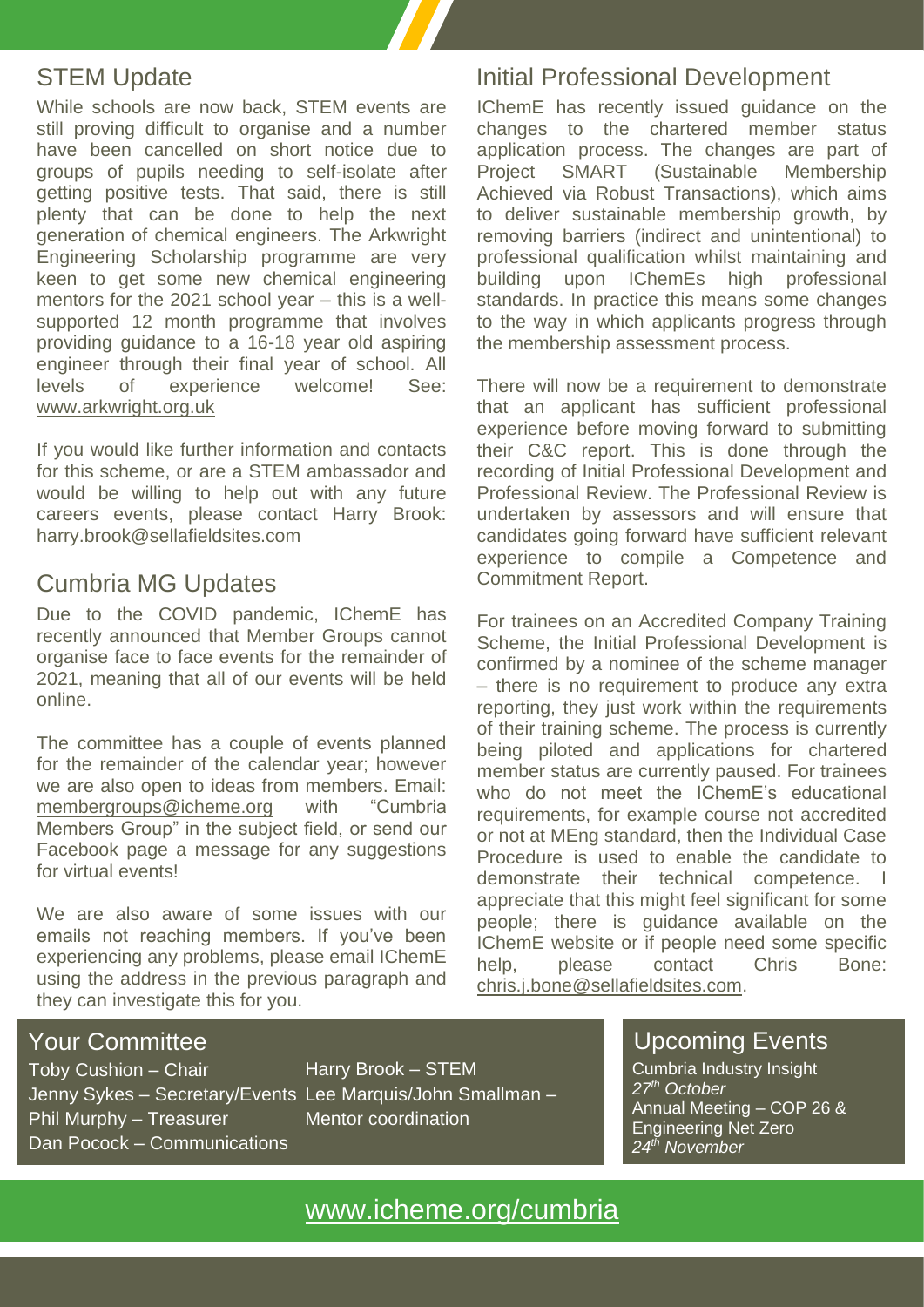## STEM Update

While schools are now back, STEM events are still proving difficult to organise and a number have been cancelled on short notice due to groups of pupils needing to self-isolate after getting positive tests. That said, there is still plenty that can be done to help the next generation of chemical engineers. The Arkwright Engineering Scholarship programme are very keen to get some new chemical engineering mentors for the 2021 school year – this is a well-supported 12 month programme that involves providing guidance to a 16-18 year old aspiring engineer through their final year of school. All levels of experience welcome! See: www.arkwright.org.uk

If you would like further information and contacts for this scheme, or are a STEM ambassador and would be willing to help out with any future careers events, please contact Harry Brook: harry.brook@sellafieldsites.com

## Cumbria MG Updates

Due to the COVID pandemic, IChemE has recently announced that Member Groups cannot organise face to face events for the remainder of 2021, meaning that all of our events will be held online.

The committee has a couple of events planned for the remainder of the calendar year; however we are also open to ideas from members. Email: membergroups@icheme.org with "Cumbria Members Group" in the subject field, or send our Facebook page a message for any suggestions for virtual events!

We are also aware of some issues with our emails not reaching members. If you've been experiencing any problems, please email IChemE using the address in the previous paragraph and they can investigate this for you.

## Initial Professional Development

IChemE has recently issued guidance on the changes to the chartered member status application process. The changes are part of Project SMART (Sustainable Membership Achieved via Robust Transactions), which aims to deliver sustainable membership growth, by removing barriers (indirect and unintentional) to professional qualification whilst maintaining and building upon IChemEs high professional standards. In practice this means some changes to the way in which applicants progress through the membership assessment process.

There will now be a requirement to demonstrate that an applicant has sufficient professional experience before moving forward to submitting their C&C report. This is done through the recording of Initial Professional Development and Professional Review. The Professional Review is undertaken by assessors and will ensure that candidates going forward have sufficient relevant experience to compile a Competence and Commitment Report.

For trainees on an Accredited Company Training Scheme, the Initial Professional Development is confirmed by a nominee of the scheme manager – there is no requirement to produce any extra reporting, they just work within the requirements of their training scheme. The process is currently being piloted and applications for chartered member status are currently paused. For trainees who do not meet the IChemE's educational requirements, for example course not accredited or not at MEng standard, then the Individual Case Procedure is used to enable the candidate to demonstrate their technical competence. I appreciate that this might feel significant for some people; there is guidance available on the IChemE website or if people need some specific help, please contact Chris Bone: chris.j.bone@sellafieldsites.com.

## Your Committee

- Toby Cushion – Chair
- Jenny Sykes – Secretary/Events
- Phil Murphy – Treasurer
- Dan Pocock – Communications
- Harry Brook – STEM
- Lee Marquis/John Smallman – Mentor coordination

## Upcoming Events

Cumbria Industry Insight
*27th October*

Annual Meeting – COP 26 & Engineering Net Zero
*24th November*

www.icheme.org/cumbria